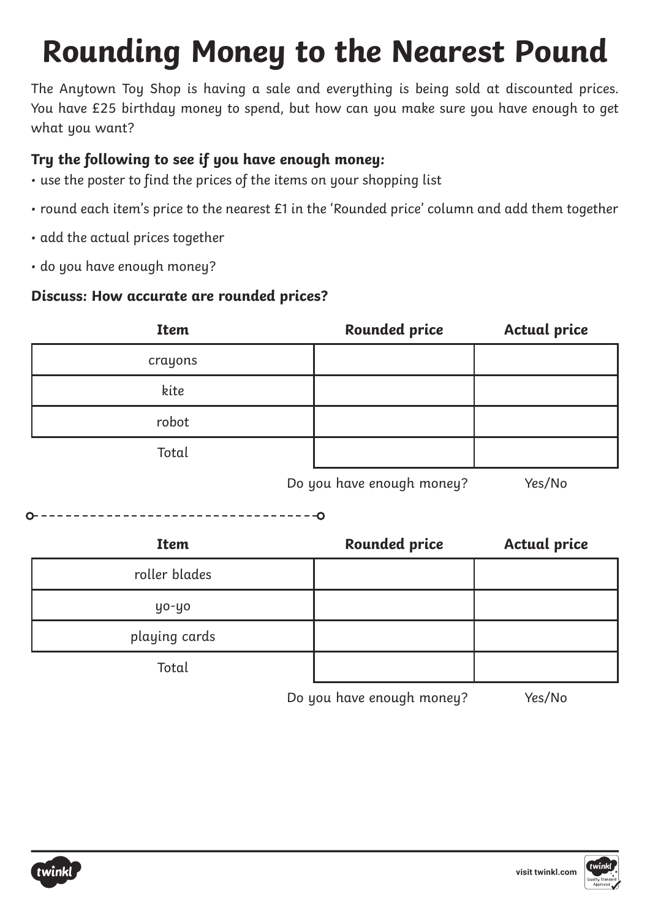# Rounding Money to the Nearest Pound

The Anytown Toy Shop is having a sale and everything is being sold at discounted prices. You have £25 birthday money to spend, but how can you make sure you have enough to get what you want?

**Try the following to see if you have enough money:**

- use the poster to find the prices of the items on your shopping list
- round each item's price to the nearest £1 in the 'Rounded price' column and add them together
- add the actual prices together
- do you have enough money?

**Discuss: How accurate are rounded prices?**

| Item | Rounded price | Actual price |
| --- | --- | --- |
| crayons | | |
| kite | | |
| robot | | |
| Total | | |

Do you have enough money? Yes/No

| Item | Rounded price | Actual price |
| --- | --- | --- |
| roller blades | | |
| yo-yo | | |
| playing cards | | |
| Total | | |

Do you have enough money? Yes/No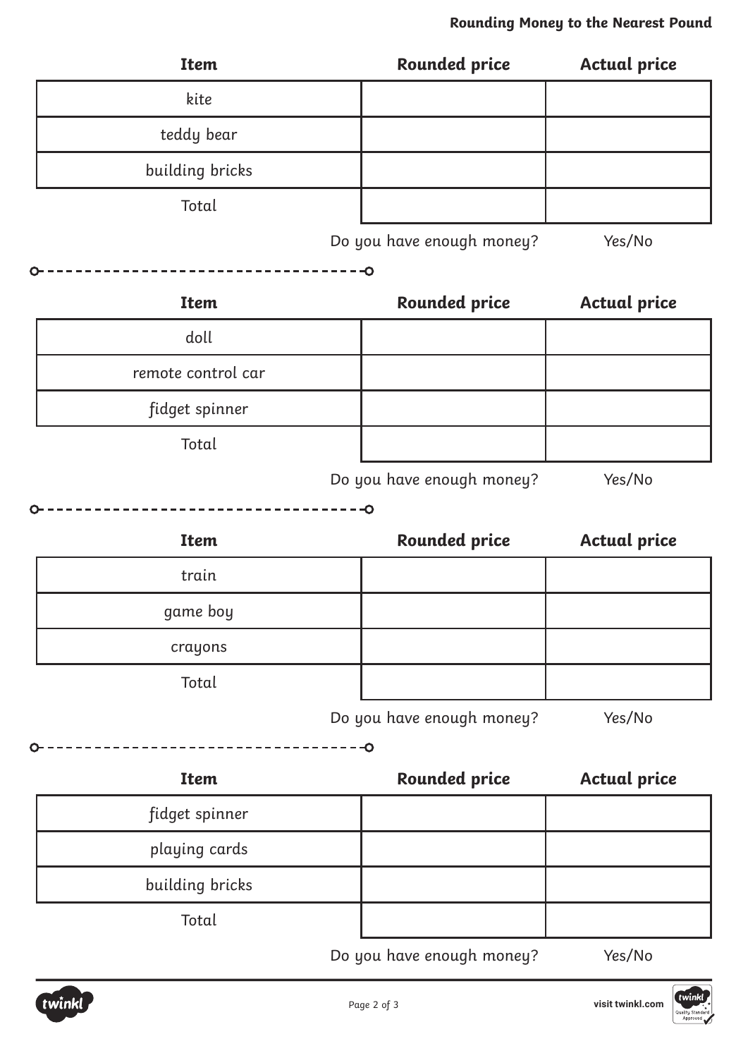| Item | Rounded price | Actual price |
| --- | --- | --- |
| kite | | |
| teddy bear | | |
| building bricks | | |
| Total | | |

Do you have enough money? Yes/No

| Item | Rounded price | Actual price |
| --- | --- | --- |
| doll | | |
| remote control car | | |
| fidget spinner | | |
| Total | | |

Do you have enough money? Yes/No

| Item | Rounded price | Actual price |
| --- | --- | --- |
| train | | |
| game boy | | |
| crayons | | |
| Total | | |

Do you have enough money? Yes/No

| Item | Rounded price | Actual price |
| --- | --- | --- |
| fidget spinner | | |
| playing cards | | |
| building bricks | | |
| Total | | |

Do you have enough money? Yes/No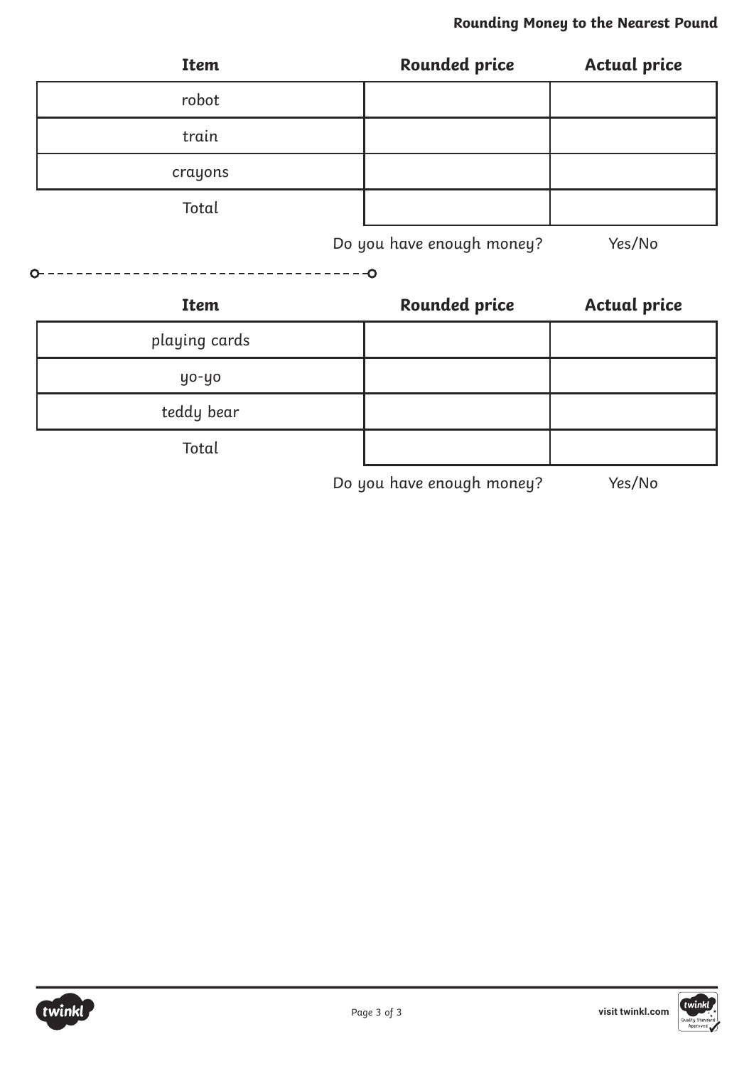| Item | Rounded price | Actual price |
| --- | --- | --- |
| robot | | |
| train | | |
| crayons | | |
| Total | | |

Do you have enough money? Yes/No

| Item | Rounded price | Actual price |
| --- | --- | --- |
| playing cards | | |
| yo-yo | | |
| teddy bear | | |
| Total | | |

Do you have enough money? Yes/No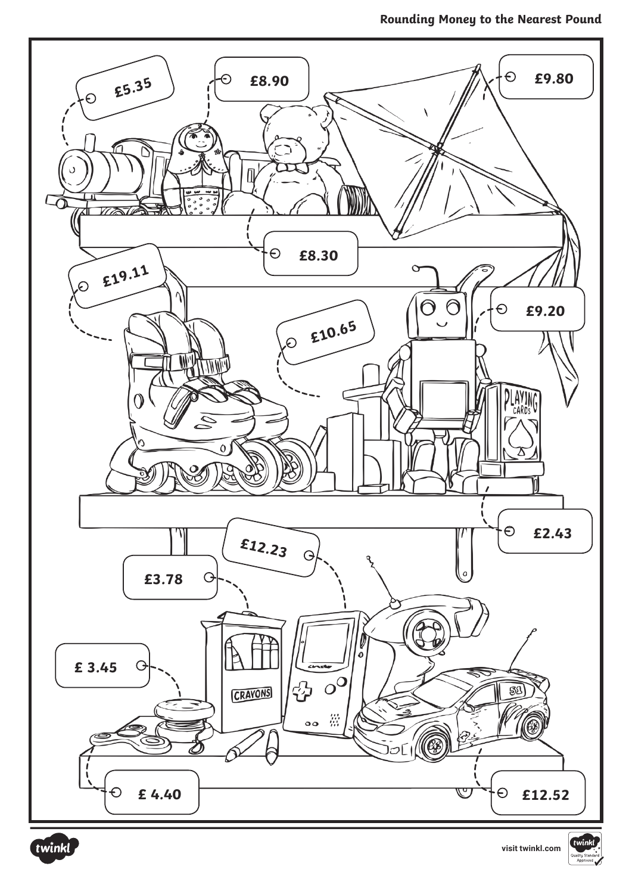# Rounding Money to the Nearest Pound

£5.35

£8.90

£9.80

£8.30

£19.11

£10.65

£9.20

£2.43

£12.23

£3.78

£ 3.45

£ 4.40

£12.52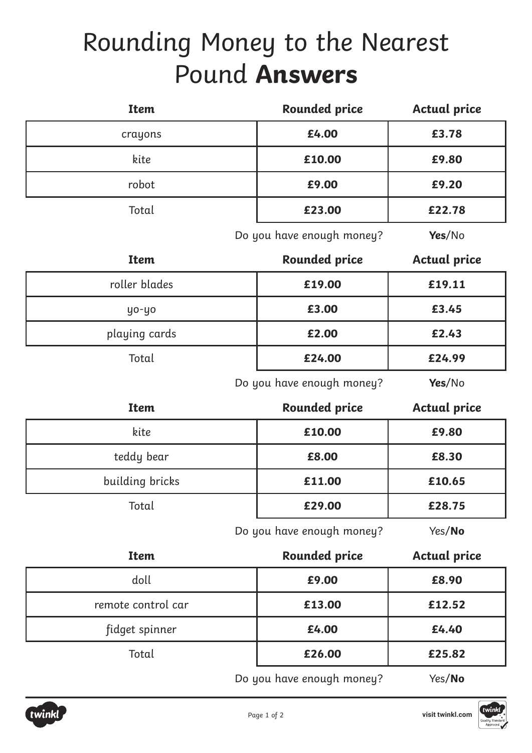# Rounding Money to the Nearest Pound **Answers**

| Item | Rounded price | Actual price |
|---|---|---|
| crayons | **£4.00** | **£3.78** |
| kite | **£10.00** | **£9.80** |
| robot | **£9.00** | **£9.20** |
| Total | **£23.00** | **£22.78** |

Do you have enough money? **Yes**/No

| Item | Rounded price | Actual price |
|---|---|---|
| roller blades | **£19.00** | **£19.11** |
| yo-yo | **£3.00** | **£3.45** |
| playing cards | **£2.00** | **£2.43** |
| Total | **£24.00** | **£24.99** |

Do you have enough money? **Yes**/No

| Item | Rounded price | Actual price |
|---|---|---|
| kite | **£10.00** | **£9.80** |
| teddy bear | **£8.00** | **£8.30** |
| building bricks | **£11.00** | **£10.65** |
| Total | **£29.00** | **£28.75** |

Do you have enough money? Yes/**No**

| Item | Rounded price | Actual price |
|---|---|---|
| doll | **£9.00** | **£8.90** |
| remote control car | **£13.00** | **£12.52** |
| fidget spinner | **£4.00** | **£4.40** |
| Total | **£26.00** | **£25.82** |

Do you have enough money? Yes/**No**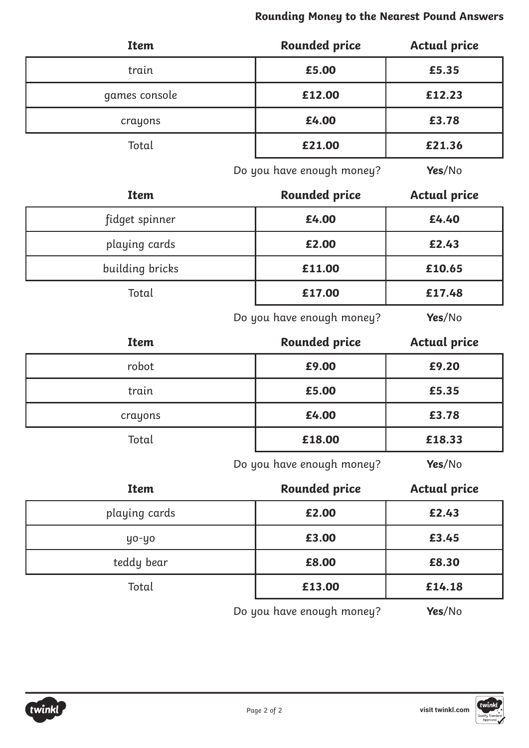**Rounding Money to the Nearest Pound Answers**

| Item | Rounded price | Actual price |
|---|---|---|
| train | **£5.00** | **£5.35** |
| games console | **£12.00** | **£12.23** |
| crayons | **£4.00** | **£3.78** |
| Total | **£21.00** | **£21.36** |

Do you have enough money? **Yes**/No

| Item | Rounded price | Actual price |
|---|---|---|
| fidget spinner | **£4.00** | **£4.40** |
| playing cards | **£2.00** | **£2.43** |
| building bricks | **£11.00** | **£10.65** |
| Total | **£17.00** | **£17.48** |

Do you have enough money? **Yes**/No

| Item | Rounded price | Actual price |
|---|---|---|
| robot | **£9.00** | **£9.20** |
| train | **£5.00** | **£5.35** |
| crayons | **£4.00** | **£3.78** |
| Total | **£18.00** | **£18.33** |

Do you have enough money? **Yes**/No

| Item | Rounded price | Actual price |
|---|---|---|
| playing cards | **£2.00** | **£2.43** |
| yo-yo | **£3.00** | **£3.45** |
| teddy bear | **£8.00** | **£8.30** |
| Total | **£13.00** | **£14.18** |

Do you have enough money? **Yes**/No